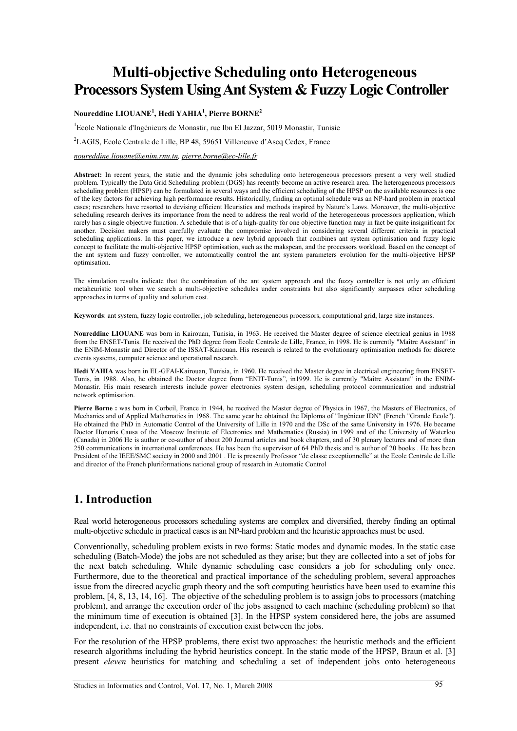# Multi-objective Scheduling onto Heterogeneous Processors System Using Ant System & Fuzzy Logic Controller

**Noureddine LIOUANE[1], Hedi YAHIA[1], Pierre BORNE[2]**

[1]Ecole Nationale d'Ingénieurs de Monastir, rue Ibn El Jazzar, 5019 Monastir, Tunisie

[2]LAGIS, Ecole Centrale de Lille, BP 48, 59651 Villeneuve d'Ascq Cedex, France

noureddine.liouane@enim.rnu.tn, pierre.borne@ec-lille.fr

**Abstract:** In recent years, the static and the dynamic jobs scheduling onto heterogeneous processors present a very well studied problem. Typically the Data Grid Scheduling problem (DGS) has recently become an active research area. The heterogeneous processors scheduling problem (HPSP) can be formulated in several ways and the efficient scheduling of the HPSP on the available resources is one of the key factors for achieving high performance results. Historically, finding an optimal schedule was an NP-hard problem in practical cases; researchers have resorted to devising efficient Heuristics and methods inspired by Nature's Laws. Moreover, the multi-objective scheduling research derives its importance from the need to address the real world of the heterogeneous processors application, which rarely has a single objective function. A schedule that is of a high-quality for one objective function may in fact be quite insignificant for another. Decision makers must carefully evaluate the compromise involved in considering several different criteria in practical scheduling applications. In this paper, we introduce a new hybrid approach that combines ant system optimisation and fuzzy logic concept to facilitate the multi-objective HPSP optimisation, such as the makspean, and the processors workload. Based on the concept of the ant system and fuzzy controller, we automatically control the ant system parameters evolution for the multi-objective HPSP optimisation.

The simulation results indicate that the combination of the ant system approach and the fuzzy controller is not only an efficient metaheuristic tool when we search a multi-objective schedules under constraints but also significantly surpasses other scheduling approaches in terms of quality and solution cost.

**Keywords**: ant system, fuzzy logic controller, job scheduling, heterogeneous processors, computational grid, large size instances.

**Noureddine LIOUANE** was born in Kairouan, Tunisia, in 1963. He received the Master degree of science electrical genius in 1988 from the ENSET-Tunis. He received the PhD degree from Ecole Centrale de Lille, France, in 1998. He is currently "Maitre Assistant" in the ENIM-Monastir and Director of the ISSAT-Kairouan. His research is related to the evolutionary optimisation methods for discrete events systems, computer science and operational research.

**Hedi YAHIA** was born in EL-GFAI-Kairouan, Tunisia, in 1960. He received the Master degree in electrical engineering from ENSET-Tunis, in 1988. Also, he obtained the Doctor degree from "ENIT-Tunis", in1999. He is currently "Maitre Assistant" in the ENIM-Monastir. His main research interests include power electronics system design, scheduling protocol communication and industrial network optimisation.

**Pierre Borne :** was born in Corbeil, France in 1944, he received the Master degree of Physics in 1967, the Masters of Electronics, of Mechanics and of Applied Mathematics in 1968. The same year he obtained the Diploma of "Ingénieur IDN" (French "Grande Ecole"). He obtained the PhD in Automatic Control of the University of Lille in 1970 and the DSc of the same University in 1976. He became Doctor Honoris Causa of the Moscow Institute of Electronics and Mathematics (Russia) in 1999 and of the University of Waterloo (Canada) in 2006 He is author or co-author of about 200 Journal articles and book chapters, and of 30 plenary lectures and of more than 250 communications in international conferences. He has been the supervisor of 64 PhD thesis and is author of 20 books . He has been President of the IEEE/SMC society in 2000 and 2001 . He is presently Professor "de classe exceptionnelle" at the Ecole Centrale de Lille and director of the French pluriformations national group of research in Automatic Control

## 1. Introduction

Real world heterogeneous processors scheduling systems are complex and diversified, thereby finding an optimal multi-objective schedule in practical cases is an NP-hard problem and the heuristic approaches must be used.

Conventionally, scheduling problem exists in two forms: Static modes and dynamic modes. In the static case scheduling (Batch-Mode) the jobs are not scheduled as they arise; but they are collected into a set of jobs for the next batch scheduling. While dynamic scheduling case considers a job for scheduling only once. Furthermore, due to the theoretical and practical importance of the scheduling problem, several approaches issue from the directed acyclic graph theory and the soft computing heuristics have been used to examine this problem, [4, 8, 13, 14, 16]. The objective of the scheduling problem is to assign jobs to processors (matching problem), and arrange the execution order of the jobs assigned to each machine (scheduling problem) so that the minimum time of execution is obtained [3]. In the HPSP system considered here, the jobs are assumed independent, i.e. that no constraints of execution exist between the jobs.

For the resolution of the HPSP problems, there exist two approaches: the heuristic methods and the efficient research algorithms including the hybrid heuristics concept. In the static mode of the HPSP, Braun et al. [3] present *eleven* heuristics for matching and scheduling a set of independent jobs onto heterogeneous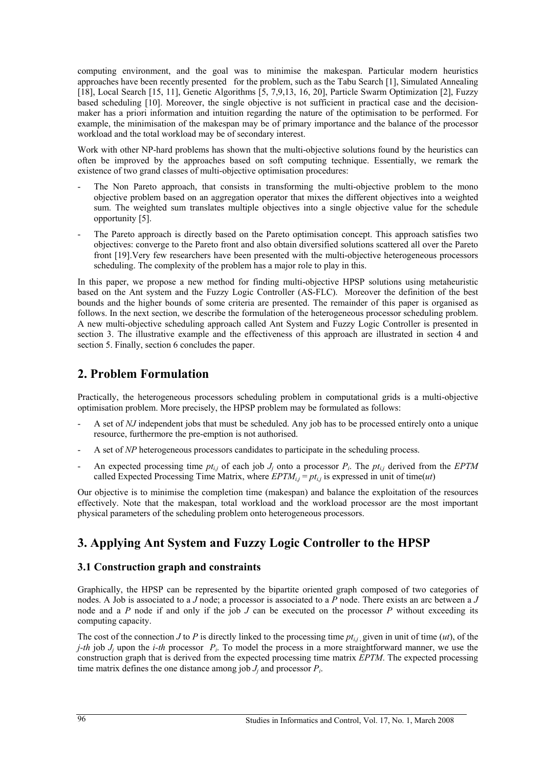computing environment, and the goal was to minimise the makespan. Particular modern heuristics approaches have been recently presented for the problem, such as the Tabu Search [1], Simulated Annealing [18], Local Search [15, 11], Genetic Algorithms [5, 7,9,13, 16, 20], Particle Swarm Optimization [2], Fuzzy based scheduling [10]. Moreover, the single objective is not sufficient in practical case and the decision-maker has a priori information and intuition regarding the nature of the optimisation to be performed. For example, the minimisation of the makespan may be of primary importance and the balance of the processor workload and the total workload may be of secondary interest.

Work with other NP-hard problems has shown that the multi-objective solutions found by the heuristics can often be improved by the approaches based on soft computing technique. Essentially, we remark the existence of two grand classes of multi-objective optimisation procedures:

- The Non Pareto approach, that consists in transforming the multi-objective problem to the mono objective problem based on an aggregation operator that mixes the different objectives into a weighted sum. The weighted sum translates multiple objectives into a single objective value for the schedule opportunity [5].
- The Pareto approach is directly based on the Pareto optimisation concept. This approach satisfies two objectives: converge to the Pareto front and also obtain diversified solutions scattered all over the Pareto front [19].Very few researchers have been presented with the multi-objective heterogeneous processors scheduling. The complexity of the problem has a major role to play in this.

In this paper, we propose a new method for finding multi-objective HPSP solutions using metaheuristic based on the Ant system and the Fuzzy Logic Controller (AS-FLC). Moreover the definition of the best bounds and the higher bounds of some criteria are presented. The remainder of this paper is organised as follows. In the next section, we describe the formulation of the heterogeneous processor scheduling problem. A new multi-objective scheduling approach called Ant System and Fuzzy Logic Controller is presented in section 3. The illustrative example and the effectiveness of this approach are illustrated in section 4 and section 5. Finally, section 6 concludes the paper.

## 2. Problem Formulation

Practically, the heterogeneous processors scheduling problem in computational grids is a multi-objective optimisation problem. More precisely, the HPSP problem may be formulated as follows:

- A set of *NJ* independent jobs that must be scheduled. Any job has to be processed entirely onto a unique resource, furthermore the pre-emption is not authorised.
- A set of *NP* heterogeneous processors candidates to participate in the scheduling process.
- An expected processing time $pt_{i,j}$ of each job $J_j$ onto a processor $P_i$. The $pt_{i,j}$ derived from the *EPTM* called Expected Processing Time Matrix, where $EPTM_{i,j} = pt_{i,j}$ is expressed in unit of time(*ut*)

Our objective is to minimise the completion time (makespan) and balance the exploitation of the resources effectively. Note that the makespan, total workload and the workload processor are the most important physical parameters of the scheduling problem onto heterogeneous processors.

## 3. Applying Ant System and Fuzzy Logic Controller to the HPSP

### 3.1 Construction graph and constraints

Graphically, the HPSP can be represented by the bipartite oriented graph composed of two categories of nodes. A Job is associated to a *J* node; a processor is associated to a *P* node. There exists an arc between a *J* node and a *P* node if and only if the job *J* can be executed on the processor *P* without exceeding its computing capacity.

The cost of the connection *J* to *P* is directly linked to the processing time $pt_{i,j}$, given in unit of time (*ut*), of the *j-th* job $J_j$ upon the *i-th* processor $P_i$. To model the process in a more straightforward manner, we use the construction graph that is derived from the expected processing time matrix *EPTM*. The expected processing time matrix defines the one distance among job $J_j$ and processor $P_i$.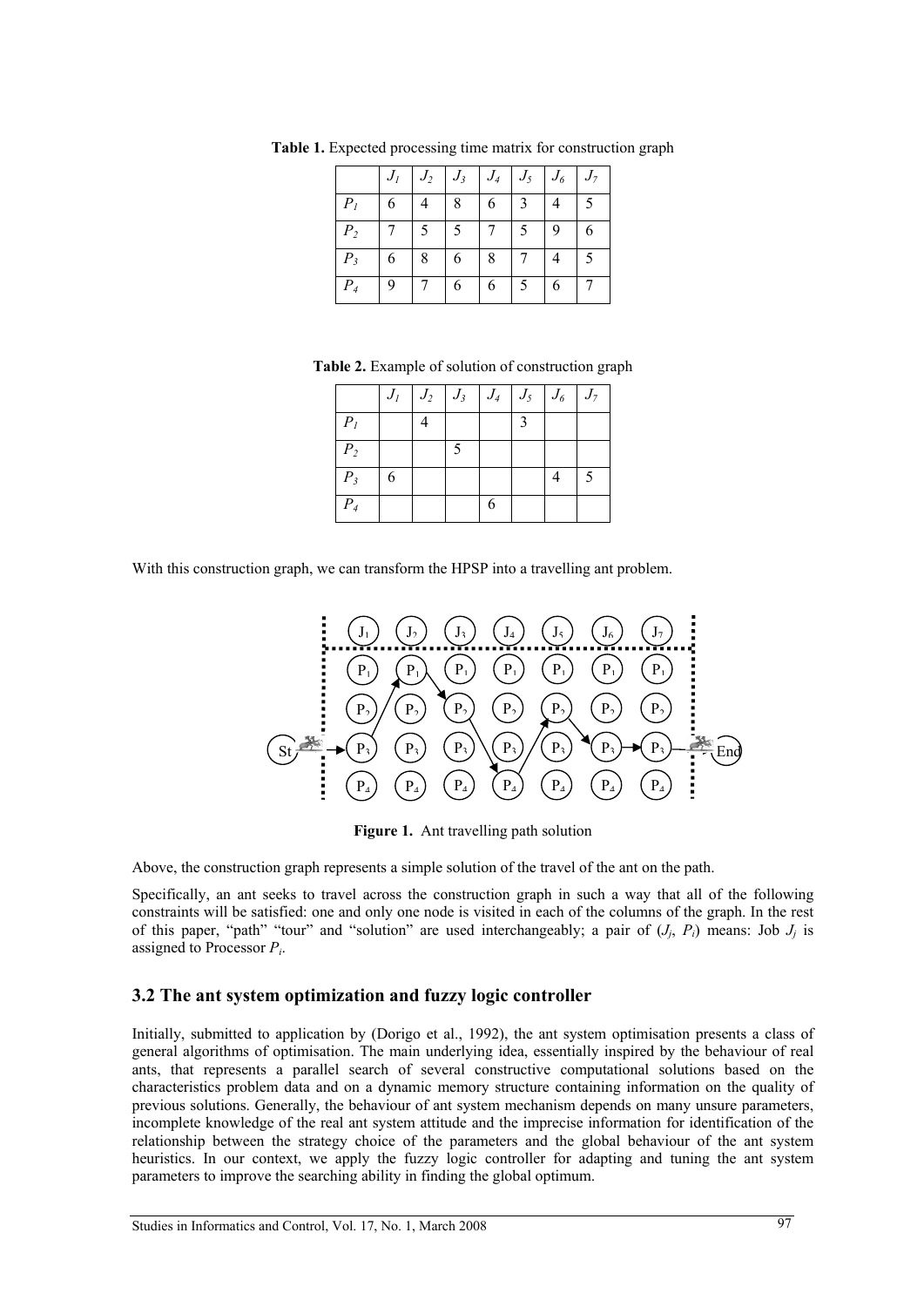**Table 1.** Expected processing time matrix for construction graph

| | $J_1$ | $J_2$ | $J_3$ | $J_4$ | $J_5$ | $J_6$ | $J_7$ |
|---|---|---|---|---|---|---|---|
| $P_1$ | 6 | 4 | 8 | 6 | 3 | 4 | 5 |
| $P_2$ | 7 | 5 | 5 | 7 | 5 | 9 | 6 |
| $P_3$ | 6 | 8 | 6 | 8 | 7 | 4 | 5 |
| $P_4$ | 9 | 7 | 6 | 6 | 5 | 6 | 7 |

**Table 2.** Example of solution of construction graph

| | $J_1$ | $J_2$ | $J_3$ | $J_4$ | $J_5$ | $J_6$ | $J_7$ |
|---|---|---|---|---|---|---|---|
| $P_1$ | | 4 | | | 3 | | |
| $P_2$ | | | 5 | | | | |
| $P_3$ | 6 | | | | | 4 | 5 |
| $P_4$ | | | | 6 | | | |

With this construction graph, we can transform the HPSP into a travelling ant problem.

**Figure 1.** Ant travelling path solution

Above, the construction graph represents a simple solution of the travel of the ant on the path.

Specifically, an ant seeks to travel across the construction graph in such a way that all of the following constraints will be satisfied: one and only one node is visited in each of the columns of the graph. In the rest of this paper, "path" "tour" and "solution" are used interchangeably; a pair of ($J_j$, $P_i$) means: Job $J_j$ is assigned to Processor $P_i$.

### 3.2 The ant system optimization and fuzzy logic controller

Initially, submitted to application by (Dorigo et al., 1992), the ant system optimisation presents a class of general algorithms of optimisation. The main underlying idea, essentially inspired by the behaviour of real ants, that represents a parallel search of several constructive computational solutions based on the characteristics problem data and on a dynamic memory structure containing information on the quality of previous solutions. Generally, the behaviour of ant system mechanism depends on many unsure parameters, incomplete knowledge of the real ant system attitude and the imprecise information for identification of the relationship between the strategy choice of the parameters and the global behaviour of the ant system heuristics. In our context, we apply the fuzzy logic controller for adapting and tuning the ant system parameters to improve the searching ability in finding the global optimum.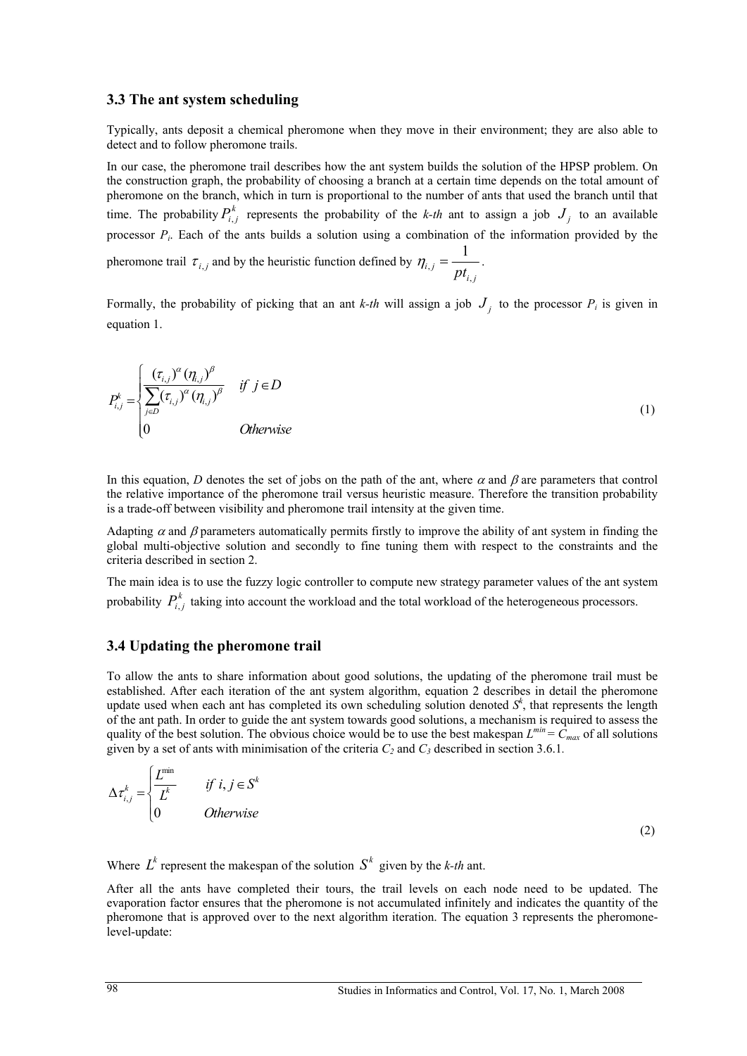### 3.3 The ant system scheduling

Typically, ants deposit a chemical pheromone when they move in their environment; they are also able to detect and to follow pheromone trails.

In our case, the pheromone trail describes how the ant system builds the solution of the HPSP problem. On the construction graph, the probability of choosing a branch at a certain time depends on the total amount of pheromone on the branch, which in turn is proportional to the number of ants that used the branch until that time. The probability $P_{i,j}^{k}$ represents the probability of the *k-th* ant to assign a job $J_j$ to an available processor $P_i$. Each of the ants builds a solution using a combination of the information provided by the pheromone trail $\tau_{i,j}$ and by the heuristic function defined by $\eta_{i,j} = \dfrac{1}{pt_{i,j}}$.

Formally, the probability of picking that an ant *k-th* will assign a job $J_j$ to the processor $P_i$ is given in equation 1.

$$P_{i,j}^{k} = \begin{cases} \dfrac{(\tau_{i,j})^{\alpha}(\eta_{i,j})^{\beta}}{\sum\limits_{j \in D}(\tau_{i,j})^{\alpha}(\eta_{i,j})^{\beta}} & if\ j \in D \\ 0 & Otherwise \end{cases} \tag{1}$$

In this equation, *D* denotes the set of jobs on the path of the ant, where $\alpha$ and $\beta$ are parameters that control the relative importance of the pheromone trail versus heuristic measure. Therefore the transition probability is a trade-off between visibility and pheromone trail intensity at the given time.

Adapting $\alpha$ and $\beta$ parameters automatically permits firstly to improve the ability of ant system in finding the global multi-objective solution and secondly to fine tuning them with respect to the constraints and the criteria described in section 2.

The main idea is to use the fuzzy logic controller to compute new strategy parameter values of the ant system probability $P_{i,j}^{k}$ taking into account the workload and the total workload of the heterogeneous processors.

### 3.4 Updating the pheromone trail

To allow the ants to share information about good solutions, the updating of the pheromone trail must be established. After each iteration of the ant system algorithm, equation 2 describes in detail the pheromone update used when each ant has completed its own scheduling solution denoted $S^k$, that represents the length of the ant path. In order to guide the ant system towards good solutions, a mechanism is required to assess the quality of the best solution. The obvious choice would be to use the best makespan $L^{min} = C_{max}$ of all solutions given by a set of ants with minimisation of the criteria $C_2$ and $C_3$ described in section 3.6.1.

$$\Delta\tau_{i,j}^{k} = \begin{cases} \dfrac{L^{\min}}{L^{k}} & if\ i,j \in S^{k} \\ 0 & Otherwise \end{cases} \tag{2}$$

Where $L^k$ represent the makespan of the solution $S^k$ given by the *k-th* ant.

After all the ants have completed their tours, the trail levels on each node need to be updated. The evaporation factor ensures that the pheromone is not accumulated infinitely and indicates the quantity of the pheromone that is approved over to the next algorithm iteration. The equation 3 represents the pheromone-level-update: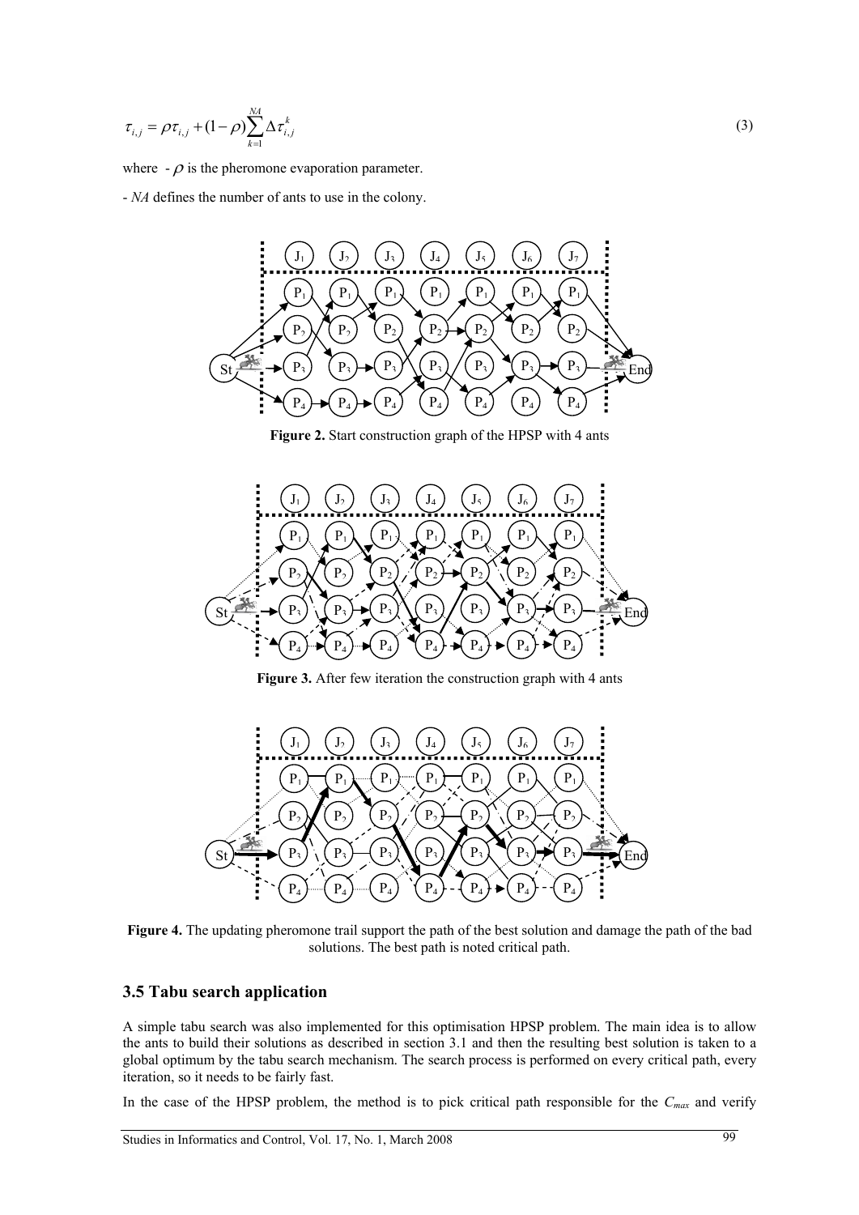$$\tau_{i,j} = \rho\tau_{i,j} + (1-\rho)\sum_{k=1}^{NA}\Delta\tau_{i,j}^{k} \tag{3}$$

where - $\rho$ is the pheromone evaporation parameter.

- *NA* defines the number of ants to use in the colony.

**Figure 2.** Start construction graph of the HPSP with 4 ants

**Figure 3.** After few iteration the construction graph with 4 ants

**Figure 4.** The updating pheromone trail support the path of the best solution and damage the path of the bad solutions. The best path is noted critical path.

### 3.5 Tabu search application

A simple tabu search was also implemented for this optimisation HPSP problem. The main idea is to allow the ants to build their solutions as described in section 3.1 and then the resulting best solution is taken to a global optimum by the tabu search mechanism. The search process is performed on every critical path, every iteration, so it needs to be fairly fast.

In the case of the HPSP problem, the method is to pick critical path responsible for the $C_{max}$ and verify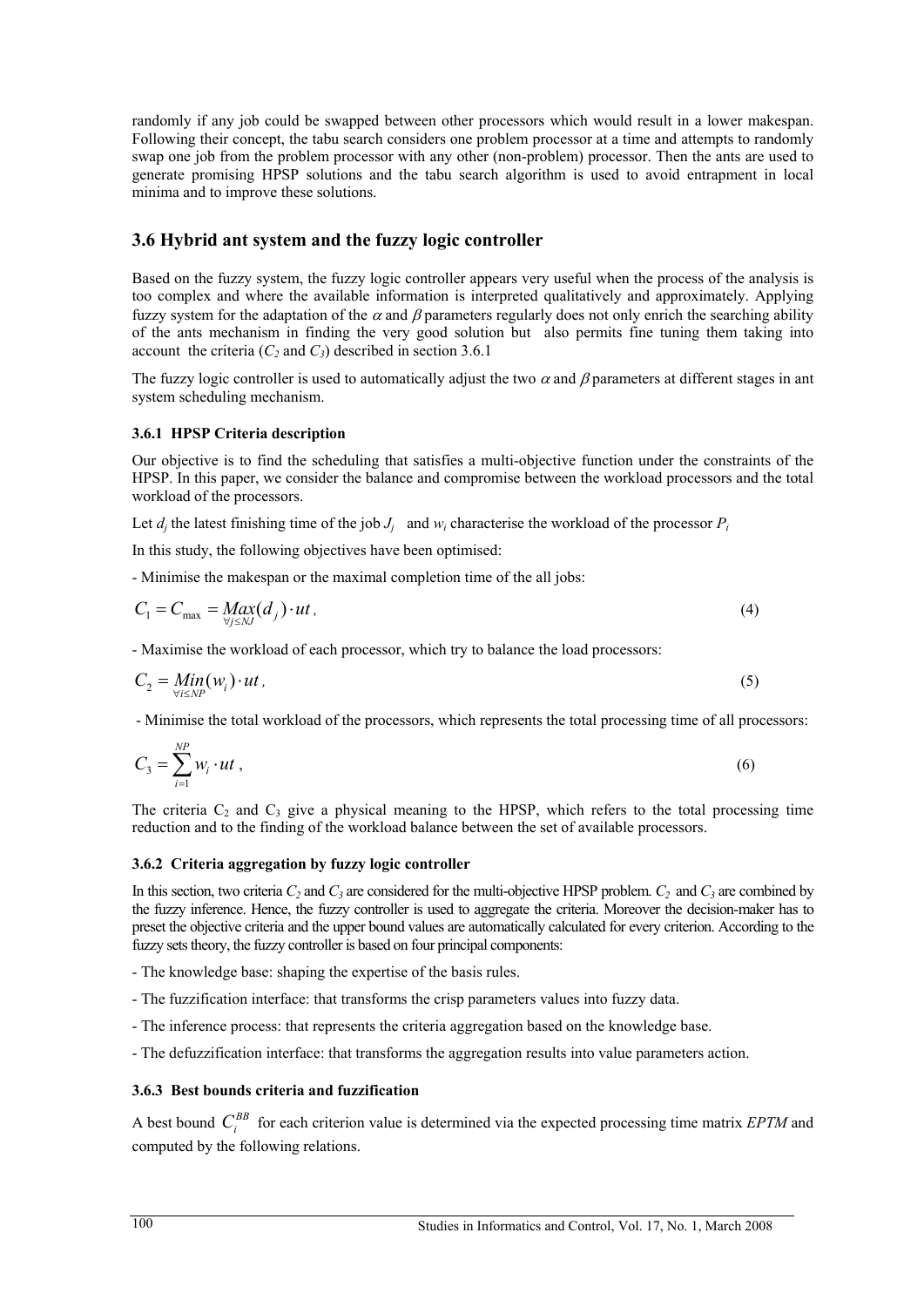randomly if any job could be swapped between other processors which would result in a lower makespan. Following their concept, the tabu search considers one problem processor at a time and attempts to randomly swap one job from the problem processor with any other (non-problem) processor. Then the ants are used to generate promising HPSP solutions and the tabu search algorithm is used to avoid entrapment in local minima and to improve these solutions.

## 3.6 Hybrid ant system and the fuzzy logic controller

Based on the fuzzy system, the fuzzy logic controller appears very useful when the process of the analysis is too complex and where the available information is interpreted qualitatively and approximately. Applying fuzzy system for the adaptation of the $\alpha$ and $\beta$ parameters regularly does not only enrich the searching ability of the ants mechanism in finding the very good solution but also permits fine tuning them taking into account the criteria ($C_2$ and $C_3$) described in section 3.6.1

The fuzzy logic controller is used to automatically adjust the two $\alpha$ and $\beta$ parameters at different stages in ant system scheduling mechanism.

### 3.6.1 HPSP Criteria description

Our objective is to find the scheduling that satisfies a multi-objective function under the constraints of the HPSP. In this paper, we consider the balance and compromise between the workload processors and the total workload of the processors.

Let $d_j$ the latest finishing time of the job $J_j$ and $w_i$ characterise the workload of the processor $P_i$

In this study, the following objectives have been optimised:

- Minimise the makespan or the maximal completion time of the all jobs:

$$C_1 = C_{\max} = \underset{\forall j \leq NJ}{Max}(d_j) \cdot ut, \tag{4}$$

- Maximise the workload of each processor, which try to balance the load processors:

$$C_2 = \underset{\forall i \leq NP}{Min}(w_i) \cdot ut, \tag{5}$$

- Minimise the total workload of the processors, which represents the total processing time of all processors:

$$C_3 = \sum_{i=1}^{NP} w_i \cdot ut, \tag{6}$$

The criteria $C_2$ and $C_3$ give a physical meaning to the HPSP, which refers to the total processing time reduction and to the finding of the workload balance between the set of available processors.

### 3.6.2 Criteria aggregation by fuzzy logic controller

In this section, two criteria $C_2$ and $C_3$ are considered for the multi-objective HPSP problem. $C_2$ and $C_3$ are combined by the fuzzy inference. Hence, the fuzzy controller is used to aggregate the criteria. Moreover the decision-maker has to preset the objective criteria and the upper bound values are automatically calculated for every criterion. According to the fuzzy sets theory, the fuzzy controller is based on four principal components:

- The knowledge base: shaping the expertise of the basis rules.
- The fuzzification interface: that transforms the crisp parameters values into fuzzy data.
- The inference process: that represents the criteria aggregation based on the knowledge base.
- The defuzzification interface: that transforms the aggregation results into value parameters action.

### 3.6.3 Best bounds criteria and fuzzification

A best bound $C_i^{BB}$ for each criterion value is determined via the expected processing time matrix *EPTM* and computed by the following relations.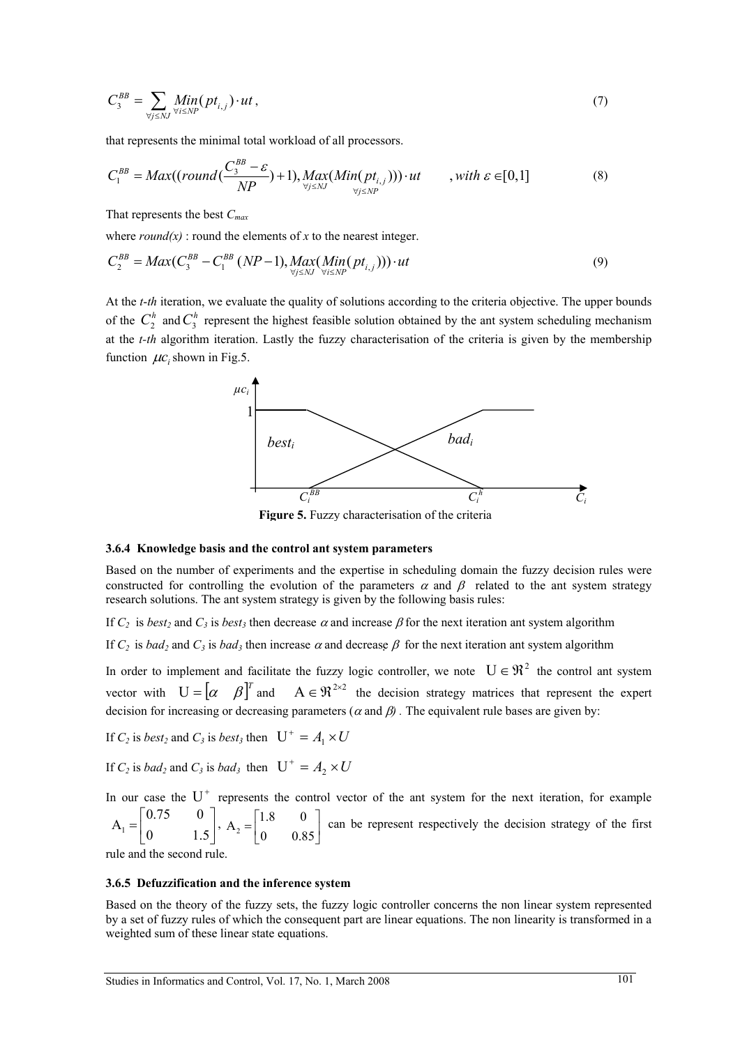$$C_3^{BB} = \sum_{\forall j \leq NJ} \underset{\forall i \leq NP}{Min}(pt_{i,j}) \cdot ut , \tag{7}$$

that represents the minimal total workload of all processors.

$$C_1^{BB} = Max((round(\frac{C_3^{BB} - \varepsilon}{NP}) + 1), \underset{\forall j \leq NJ}{Max}(\underset{\forall j \leq NP}{Min}(pt_{i,j}))) \cdot ut \qquad , with\ \varepsilon \in [0,1] \tag{8}$$

That represents the best $C_{max}$

where *round(x)* : round the elements of *x* to the nearest integer.

$$C_2^{BB} = Max(C_3^{BB} - C_1^{BB}(NP-1), \underset{\forall j \leq NJ}{Max}(\underset{\forall i \leq NP}{Min}(pt_{i,j}))) \cdot ut \tag{9}$$

At the *t-th* iteration, we evaluate the quality of solutions according to the criteria objective. The upper bounds of the $C_2^h$ and $C_3^h$ represent the highest feasible solution obtained by the ant system scheduling mechanism at the *t-th* algorithm iteration. Lastly the fuzzy characterisation of the criteria is given by the membership function $\mu c_i$ shown in Fig.5.

**Figure 5.** Fuzzy characterisation of the criteria

### 3.6.4 Knowledge basis and the control ant system parameters

Based on the number of experiments and the expertise in scheduling domain the fuzzy decision rules were constructed for controlling the evolution of the parameters $\alpha$ and $\beta$ related to the ant system strategy research solutions. The ant system strategy is given by the following basis rules:

If $C_2$ is *best*$_2$ and $C_3$ is *best*$_3$ then decrease $\alpha$ and increase $\beta$ for the next iteration ant system algorithm

If $C_2$ is *bad*$_2$ and $C_3$ is *bad*$_3$ then increase $\alpha$ and decrease $\beta$ for the next iteration ant system algorithm

In order to implement and facilitate the fuzzy logic controller, we note $\mathrm{U} \in \Re^2$ the control ant system vector with $\mathrm{U} = [\alpha \quad \beta]^T$ and $\mathrm{A} \in \Re^{2\times2}$ the decision strategy matrices that represent the expert decision for increasing or decreasing parameters ($\alpha$ and $\beta$) . The equivalent rule bases are given by:

If $C_2$ is *best*$_2$ and $C_3$ is *best*$_3$ then $\mathrm{U}^+ = A_1 \times U$

If $C_2$ is *bad*$_2$ and $C_3$ is *bad*$_3$ then $\mathrm{U}^+ = A_2 \times U$

In our case the $\mathrm{U}^+$ represents the control vector of the ant system for the next iteration, for example $\mathrm{A}_1 = \begin{bmatrix} 0.75 & 0 \\ 0 & 1.5 \end{bmatrix}$, $\mathrm{A}_2 = \begin{bmatrix} 1.8 & 0 \\ 0 & 0.85 \end{bmatrix}$ can be represent respectively the decision strategy of the first rule and the second rule.

### 3.6.5 Defuzzification and the inference system

Based on the theory of the fuzzy sets, the fuzzy logic controller concerns the non linear system represented by a set of fuzzy rules of which the consequent part are linear equations. The non linearity is transformed in a weighted sum of these linear state equations.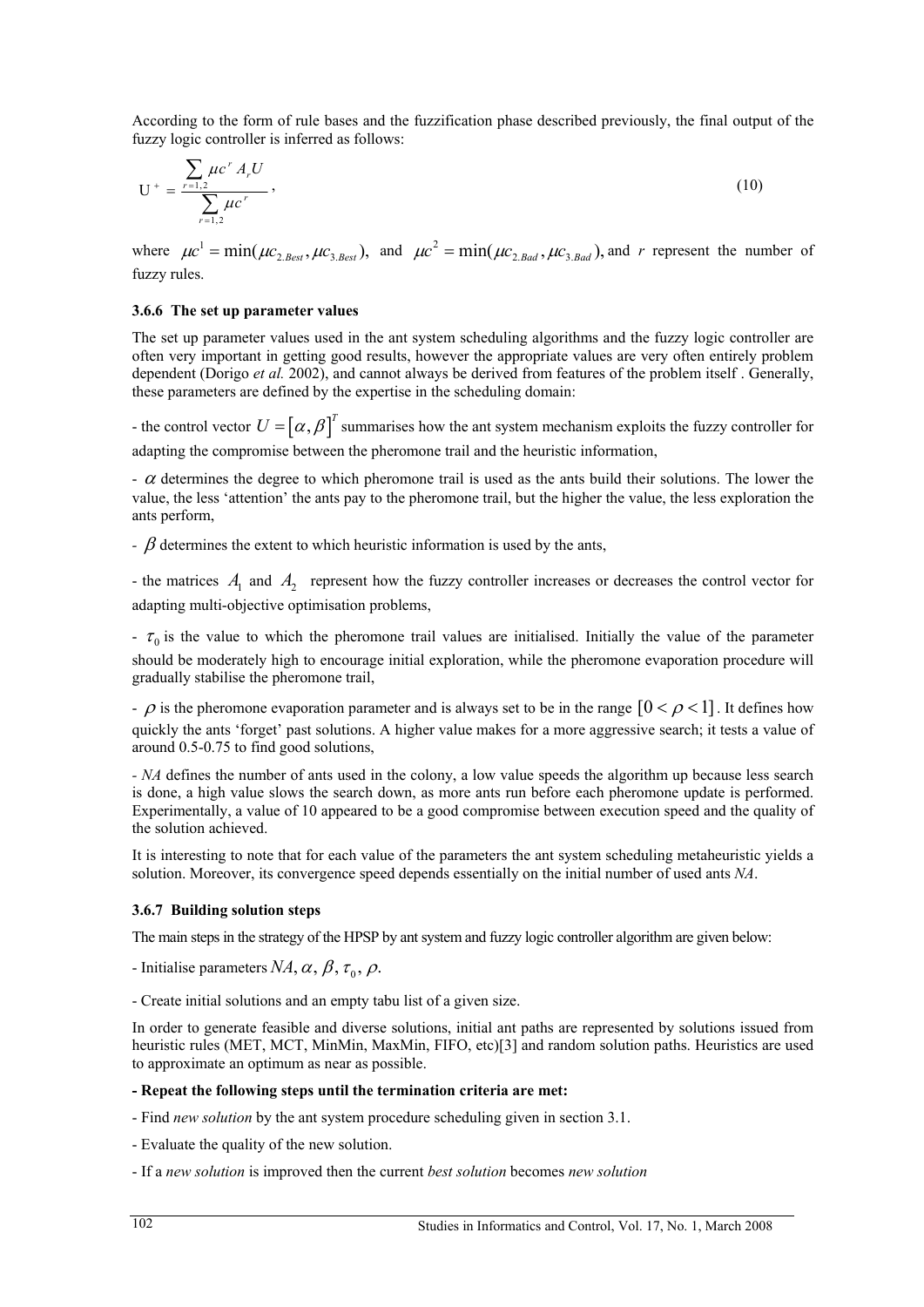According to the form of rule bases and the fuzzification phase described previously, the final output of the fuzzy logic controller is inferred as follows:

$$U^{+} = \frac{\sum_{r=1,2} \mu c^{r} A_{r} U}{\sum_{r=1,2} \mu c^{r}}, \tag{10}$$

where $\mu c^{1} = \min(\mu c_{2.Best}, \mu c_{3.Best})$, and $\mu c^{2} = \min(\mu c_{2.Bad}, \mu c_{3.Bad})$, and $r$ represent the number of fuzzy rules.

### 3.6.6 The set up parameter values

The set up parameter values used in the ant system scheduling algorithms and the fuzzy logic controller are often very important in getting good results, however the appropriate values are very often entirely problem dependent (Dorigo *et al.* 2002), and cannot always be derived from features of the problem itself . Generally, these parameters are defined by the expertise in the scheduling domain:

- the control vector $U = [\alpha, \beta]^{T}$ summarises how the ant system mechanism exploits the fuzzy controller for adapting the compromise between the pheromone trail and the heuristic information,

- $\alpha$ determines the degree to which pheromone trail is used as the ants build their solutions. The lower the value, the less 'attention' the ants pay to the pheromone trail, but the higher the value, the less exploration the ants perform,

- $\beta$ determines the extent to which heuristic information is used by the ants,

- the matrices $A_1$ and $A_2$ represent how the fuzzy controller increases or decreases the control vector for adapting multi-objective optimisation problems,

- $\tau_0$ is the value to which the pheromone trail values are initialised. Initially the value of the parameter should be moderately high to encourage initial exploration, while the pheromone evaporation procedure will gradually stabilise the pheromone trail,

- $\rho$ is the pheromone evaporation parameter and is always set to be in the range $[0 < \rho < 1]$. It defines how quickly the ants 'forget' past solutions. A higher value makes for a more aggressive search; it tests a value of around 0.5-0.75 to find good solutions,

- *NA* defines the number of ants used in the colony, a low value speeds the algorithm up because less search is done, a high value slows the search down, as more ants run before each pheromone update is performed. Experimentally, a value of 10 appeared to be a good compromise between execution speed and the quality of the solution achieved.

It is interesting to note that for each value of the parameters the ant system scheduling metaheuristic yields a solution. Moreover, its convergence speed depends essentially on the initial number of used ants *NA*.

### 3.6.7 Building solution steps

The main steps in the strategy of the HPSP by ant system and fuzzy logic controller algorithm are given below:

- Initialise parameters $NA, \alpha, \beta, \tau_0, \rho$.

- Create initial solutions and an empty tabu list of a given size.

In order to generate feasible and diverse solutions, initial ant paths are represented by solutions issued from heuristic rules (MET, MCT, MinMin, MaxMin, FIFO, etc)[3] and random solution paths. Heuristics are used to approximate an optimum as near as possible.

**- Repeat the following steps until the termination criteria are met:**

- Find *new solution* by the ant system procedure scheduling given in section 3.1.

- Evaluate the quality of the new solution.

- If a *new solution* is improved then the current *best solution* becomes *new solution*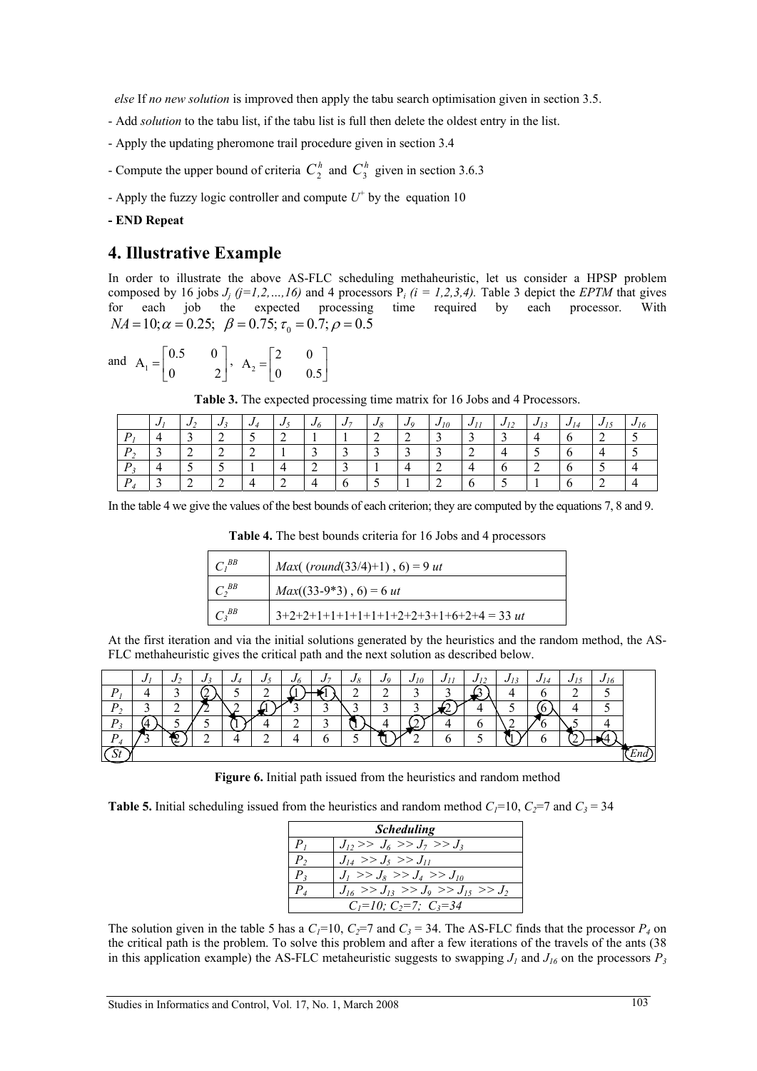*else* If *no new solution* is improved then apply the tabu search optimisation given in section 3.5.

- Add *solution* to the tabu list, if the tabu list is full then delete the oldest entry in the list.

- Apply the updating pheromone trail procedure given in section 3.4

- Compute the upper bound of criteria $C_2^h$ and $C_3^h$ given in section 3.6.3

- Apply the fuzzy logic controller and compute $U^+$ by the equation 10

**- END Repeat**

# 4. Illustrative Example

In order to illustrate the above AS-FLC scheduling methaheuristic, let us consider a HPSP problem composed by 16 jobs $J_j$ $(j=1,2,\ldots,16)$ and 4 processors $P_i$ $(i = 1,2,3,4)$. Table 3 depict the *EPTM* that gives for each job the expected processing time required by each processor. With $NA = 10; \alpha = 0.25; \ \beta = 0.75; \tau_0 = 0.7; \rho = 0.5$

and $A_1 = \begin{bmatrix} 0.5 & 0 \\ 0 & 2 \end{bmatrix}, \ A_2 = \begin{bmatrix} 2 & 0 \\ 0 & 0.5 \end{bmatrix}$

**Table 3.** The expected processing time matrix for 16 Jobs and 4 Processors.

| | $J_1$ | $J_2$ | $J_3$ | $J_4$ | $J_5$ | $J_6$ | $J_7$ | $J_8$ | $J_9$ | $J_{10}$ | $J_{11}$ | $J_{12}$ | $J_{13}$ | $J_{14}$ | $J_{15}$ | $J_{16}$ |
|---|---|---|---|---|---|---|---|---|---|---|---|---|---|---|---|---|
| $P_1$ | 4 | 3 | 2 | 5 | 2 | 1 | 1 | 2 | 2 | 3 | 3 | 3 | 4 | 6 | 2 | 5 |
| $P_2$ | 3 | 2 | 2 | 2 | 1 | 3 | 3 | 3 | 3 | 3 | 2 | 4 | 5 | 6 | 4 | 5 |
| $P_3$ | 4 | 5 | 5 | 1 | 4 | 2 | 3 | 1 | 4 | 2 | 4 | 6 | 2 | 6 | 5 | 4 |
| $P_4$ | 3 | 2 | 2 | 4 | 2 | 4 | 6 | 5 | 1 | 2 | 6 | 5 | 1 | 6 | 2 | 4 |

In the table 4 we give the values of the best bounds of each criterion; they are computed by the equations 7, 8 and 9.

**Table 4.** The best bounds criteria for 16 Jobs and 4 processors

| | |
|---|---|
| $C_1^{BB}$ | *Max*( (*round*(33/4)+1) , 6) = 9 *ut* |
| $C_2^{BB}$ | *Max*((33-9*3) , 6) = 6 *ut* |
| $C_3^{BB}$ | 3+2+2+1+1+1+1+1+1+2+2+3+1+6+2+4 = 33 *ut* |

At the first iteration and via the initial solutions generated by the heuristics and the random method, the AS-FLC methaheuristic gives the critical path and the next solution as described below.

| | $J_1$ | $J_2$ | $J_3$ | $J_4$ | $J_5$ | $J_6$ | $J_7$ | $J_8$ | $J_9$ | $J_{10}$ | $J_{11}$ | $J_{12}$ | $J_{13}$ | $J_{14}$ | $J_{15}$ | $J_{16}$ | |
|---|---|---|---|---|---|---|---|---|---|---|---|---|---|---|---|---|---|
| $P_1$ | 4 | 3 | (2) | 5 | 2 | (1) | (1) | 2 | 2 | 3 | 3 | (3) | 4 | 6 | 2 | 5 | |
| $P_2$ | 3 | 2 | 2 | 2 | (1) | 3 | 3 | 3 | 3 | 3 | (2) | 4 | 5 | (6) | 4 | 5 | |
| $P_3$ | (4) | 5 | 5 | (1) | 4 | 2 | 3 | (1) | 4 | (2) | 4 | 6 | 2 | 6 | 5 | 4 | |
| $P_4$ | 3 | (2) | 2 | 4 | 2 | 4 | 6 | 5 | (1) | 2 | 6 | 5 | (1) | 6 | (2) | (4) | |
| St | | | | | | | | | | | | | | | | | End |

**Figure 6.** Initial path issued from the heuristics and random method

**Table 5.** Initial scheduling issued from the heuristics and random method $C_1$=10, $C_2$=7 and $C_3$ = 34

| *Scheduling* | |
|---|---|
| $P_1$ | $J_{12}$ >> $J_6$ >> $J_7$ >> $J_3$ |
| $P_2$ | $J_{14}$ >> $J_5$ >> $J_{11}$ |
| $P_3$ | $J_1$ >> $J_8$ >> $J_4$ >> $J_{10}$ |
| $P_4$ | $J_{16}$ >> $J_{13}$ >> $J_9$ >> $J_{15}$ >> $J_2$ |
| $C_1$=10; $C_2$=7; $C_3$=34 | |

The solution given in the table 5 has a $C_1$=10, $C_2$=7 and $C_3$ = 34. The AS-FLC finds that the processor $P_4$ on the critical path is the problem. To solve this problem and after a few iterations of the travels of the ants (38 in this application example) the AS-FLC metaheuristic suggests to swapping $J_1$ and $J_{16}$ on the processors $P_3$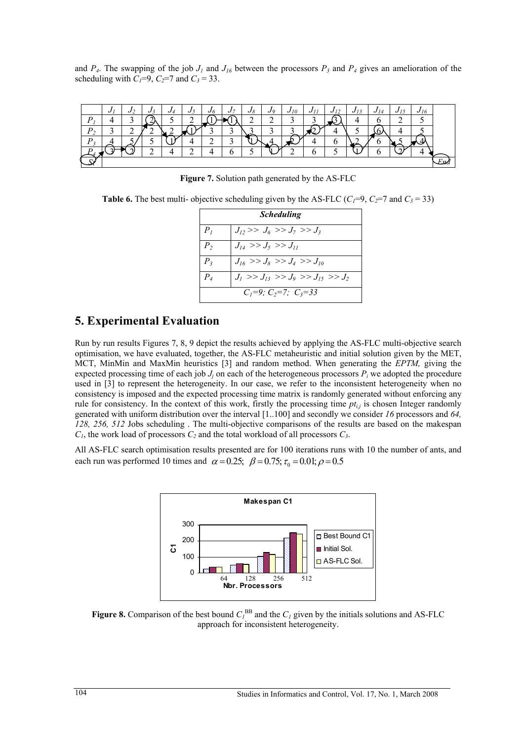and $P_4$. The swapping of the job $J_1$ and $J_{16}$ between the processors $P_3$ and $P_4$ gives an amelioration of the scheduling with $C_1$=9, $C_2$=7 and $C_3$ = 33.

| | $J_1$ | $J_2$ | $J_3$ | $J_4$ | $J_5$ | $J_6$ | $J_7$ | $J_8$ | $J_9$ | $J_{10}$ | $J_{11}$ | $J_{12}$ | $J_{13}$ | $J_{14}$ | $J_{15}$ | $J_{16}$ | |
|---|---|---|---|---|---|---|---|---|---|---|---|---|---|---|---|---|---|
| $P_1$ | 4 | 3 | 2 | 5 | 2 | 1 | 1 | 2 | 2 | 3 | 3 | 3 | 4 | 6 | 2 | 5 | |
| $P_2$ | 3 | 2 | 2 | 2 | 1 | 3 | 3 | 3 | 3 | 3 | 2 | 4 | 5 | 6 | 4 | 5 | |
| $P_3$ | 4 | 5 | 5 | 1 | 4 | 2 | 3 | 1 | 4 | 2 | 4 | 6 | 2 | 6 | 5 | 4 | |
| $P_4$ | 3 | 2 | 2 | 4 | 2 | 4 | 6 | 5 | 1 | 2 | 6 | 5 | 1 | 6 | 2 | 4 | |
| St | | | | | | | | | | | | | | | | | End |

**Figure 7.** Solution path generated by the AS-FLC

**Table 6.** The best multi- objective scheduling given by the AS-FLC ($C_1$=9, $C_2$=7 and $C_3$ = 33)

| *Scheduling* | |
|---|---|
| $P_1$ | $J_{12} >> J_6 >> J_7 >> J_3$ |
| $P_2$ | $J_{14} >> J_5 >> J_{11}$ |
| $P_3$ | $J_{16} >> J_8 >> J_4 >> J_{10}$ |
| $P_4$ | $J_1 >> J_{13} >> J_9 >> J_{15} >> J_2$ |
| $C_1$=9; $C_2$=7; $C_3$=33 | |

## 5. Experimental Evaluation

Run by run results Figures 7, 8, 9 depict the results achieved by applying the AS-FLC multi-objective search optimisation, we have evaluated, together, the AS-FLC metaheuristic and initial solution given by the MET, MCT, MinMin and MaxMin heuristics [3] and random method. When generating the *EPTM,* giving the expected processing time of each job $J_j$ on each of the heterogeneous processors $P_i$ we adopted the procedure used in [3] to represent the heterogeneity. In our case, we refer to the inconsistent heterogeneity when no consistency is imposed and the expected processing time matrix is randomly generated without enforcing any rule for consistency. In the context of this work, firstly the processing time $pt_{i,j}$ is chosen Integer randomly generated with uniform distribution over the interval [1..100] and secondly we consider *16* processors and *64, 128, 256, 512* Jobs scheduling . The multi-objective comparisons of the results are based on the makespan $C_1$, the work load of processors $C_2$ and the total workload of all processors $C_3$.

All AS-FLC search optimisation results presented are for 100 iterations runs with 10 the number of ants, and each run was performed 10 times and $\alpha = 0.25;\ \beta = 0.75; \tau_0 = 0.01; \rho = 0.5$

**Figure 8.** Comparison of the best bound $C_1^{BB}$ and the $C_1$ given by the initials solutions and AS-FLC approach for inconsistent heterogeneity.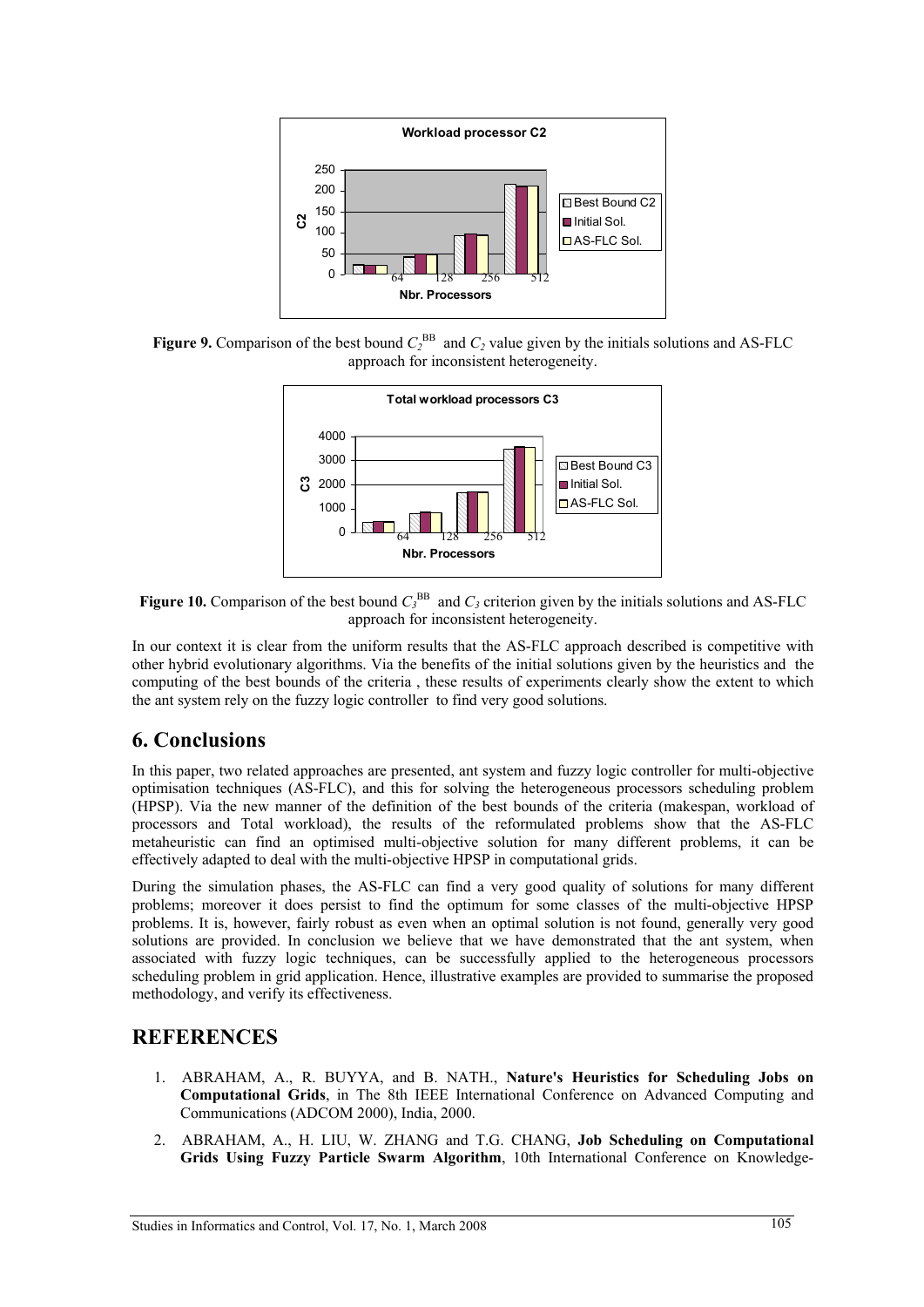**Figure 9.** Comparison of the best bound $C_2^{BB}$ and $C_2$ value given by the initials solutions and AS-FLC approach for inconsistent heterogeneity.

**Figure 10.** Comparison of the best bound $C_3^{BB}$ and $C_3$ criterion given by the initials solutions and AS-FLC approach for inconsistent heterogeneity.

In our context it is clear from the uniform results that the AS-FLC approach described is competitive with other hybrid evolutionary algorithms. Via the benefits of the initial solutions given by the heuristics and the computing of the best bounds of the criteria , these results of experiments clearly show the extent to which the ant system rely on the fuzzy logic controller to find very good solutions.

## 6. Conclusions

In this paper, two related approaches are presented, ant system and fuzzy logic controller for multi-objective optimisation techniques (AS-FLC), and this for solving the heterogeneous processors scheduling problem (HPSP). Via the new manner of the definition of the best bounds of the criteria (makespan, workload of processors and Total workload), the results of the reformulated problems show that the AS-FLC metaheuristic can find an optimised multi-objective solution for many different problems, it can be effectively adapted to deal with the multi-objective HPSP in computational grids.

During the simulation phases, the AS-FLC can find a very good quality of solutions for many different problems; moreover it does persist to find the optimum for some classes of the multi-objective HPSP problems. It is, however, fairly robust as even when an optimal solution is not found, generally very good solutions are provided. In conclusion we believe that we have demonstrated that the ant system, when associated with fuzzy logic techniques, can be successfully applied to the heterogeneous processors scheduling problem in grid application. Hence, illustrative examples are provided to summarise the proposed methodology, and verify its effectiveness.

## REFERENCES

1. ABRAHAM, A., R. BUYYA, and B. NATH., **Nature's Heuristics for Scheduling Jobs on Computational Grids**, in The 8th IEEE International Conference on Advanced Computing and Communications (ADCOM 2000), India, 2000.

2. ABRAHAM, A., H. LIU, W. ZHANG and T.G. CHANG, **Job Scheduling on Computational Grids Using Fuzzy Particle Swarm Algorithm**, 10th International Conference on Knowledge-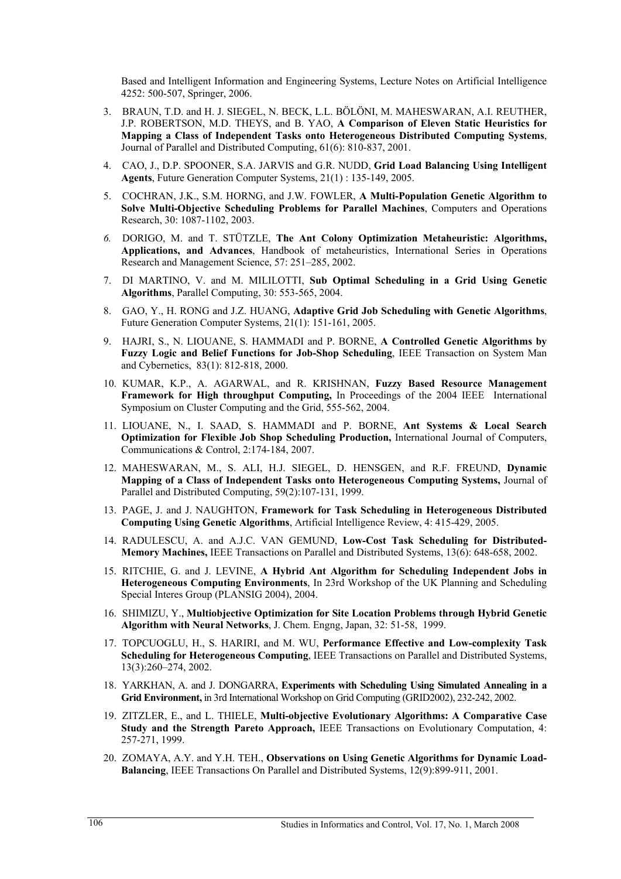Based and Intelligent Information and Engineering Systems, Lecture Notes on Artificial Intelligence 4252: 500-507, Springer, 2006.

3. BRAUN, T.D. and H. J. SIEGEL, N. BECK, L.L. BÖLÖNI, M. MAHESWARAN, A.I. REUTHER, J.P. ROBERTSON, M.D. THEYS, and B. YAO, **A Comparison of Eleven Static Heuristics for Mapping a Class of Independent Tasks onto Heterogeneous Distributed Computing Systems**, Journal of Parallel and Distributed Computing, 61(6): 810-837, 2001.

4. CAO, J., D.P. SPOONER, S.A. JARVIS and G.R. NUDD, **Grid Load Balancing Using Intelligent Agents**, Future Generation Computer Systems, 21(1) : 135-149, 2005.

5. COCHRAN, J.K., S.M. HORNG, and J.W. FOWLER, **A Multi-Population Genetic Algorithm to Solve Multi-Objective Scheduling Problems for Parallel Machines**, Computers and Operations Research, 30: 1087-1102, 2003.

6. DORIGO, M. and T. STÜTZLE, **The Ant Colony Optimization Metaheuristic: Algorithms, Applications, and Advances**, Handbook of metaheuristics, International Series in Operations Research and Management Science, 57: 251–285, 2002.

7. DI MARTINO, V. and M. MILILOTTI, **Sub Optimal Scheduling in a Grid Using Genetic Algorithms**, Parallel Computing, 30: 553-565, 2004.

8. GAO, Y., H. RONG and J.Z. HUANG, **Adaptive Grid Job Scheduling with Genetic Algorithms**, Future Generation Computer Systems, 21(1): 151-161, 2005.

9. HAJRI, S., N. LIOUANE, S. HAMMADI and P. BORNE, **A Controlled Genetic Algorithms by Fuzzy Logic and Belief Functions for Job-Shop Scheduling**, IEEE Transaction on System Man and Cybernetics, 83(1): 812-818, 2000.

10. KUMAR, K.P., A. AGARWAL, and R. KRISHNAN, **Fuzzy Based Resource Management Framework for High throughput Computing,** In Proceedings of the 2004 IEEE International Symposium on Cluster Computing and the Grid, 555-562, 2004.

11. LIOUANE, N., I. SAAD, S. HAMMADI and P. BORNE, **Ant Systems & Local Search Optimization for Flexible Job Shop Scheduling Production,** International Journal of Computers, Communications & Control, 2:174-184, 2007.

12. MAHESWARAN, M., S. ALI, H.J. SIEGEL, D. HENSGEN, and R.F. FREUND, **Dynamic Mapping of a Class of Independent Tasks onto Heterogeneous Computing Systems,** Journal of Parallel and Distributed Computing, 59(2):107-131, 1999.

13. PAGE, J. and J. NAUGHTON, **Framework for Task Scheduling in Heterogeneous Distributed Computing Using Genetic Algorithms**, Artificial Intelligence Review, 4: 415-429, 2005.

14. RADULESCU, A. and A.J.C. VAN GEMUND, **Low-Cost Task Scheduling for Distributed-Memory Machines,** IEEE Transactions on Parallel and Distributed Systems, 13(6): 648-658, 2002.

15. RITCHIE, G. and J. LEVINE, **A Hybrid Ant Algorithm for Scheduling Independent Jobs in Heterogeneous Computing Environments**, In 23rd Workshop of the UK Planning and Scheduling Special Interes Group (PLANSIG 2004), 2004.

16. SHIMIZU, Y., **Multiobjective Optimization for Site Location Problems through Hybrid Genetic Algorithm with Neural Networks**, J. Chem. Engng, Japan, 32: 51-58, 1999.

17. TOPCUOGLU, H., S. HARIRI, and M. WU, **Performance Effective and Low-complexity Task Scheduling for Heterogeneous Computing**, IEEE Transactions on Parallel and Distributed Systems, 13(3):260–274, 2002.

18. YARKHAN, A. and J. DONGARRA, **Experiments with Scheduling Using Simulated Annealing in a Grid Environment,** in 3rd International Workshop on Grid Computing (GRID2002), 232-242, 2002.

19. ZITZLER, E., and L. THIELE, **Multi-objective Evolutionary Algorithms: A Comparative Case Study and the Strength Pareto Approach,** IEEE Transactions on Evolutionary Computation, 4: 257-271, 1999.

20. ZOMAYA, A.Y. and Y.H. TEH., **Observations on Using Genetic Algorithms for Dynamic Load-Balancing**, IEEE Transactions On Parallel and Distributed Systems, 12(9):899-911, 2001.